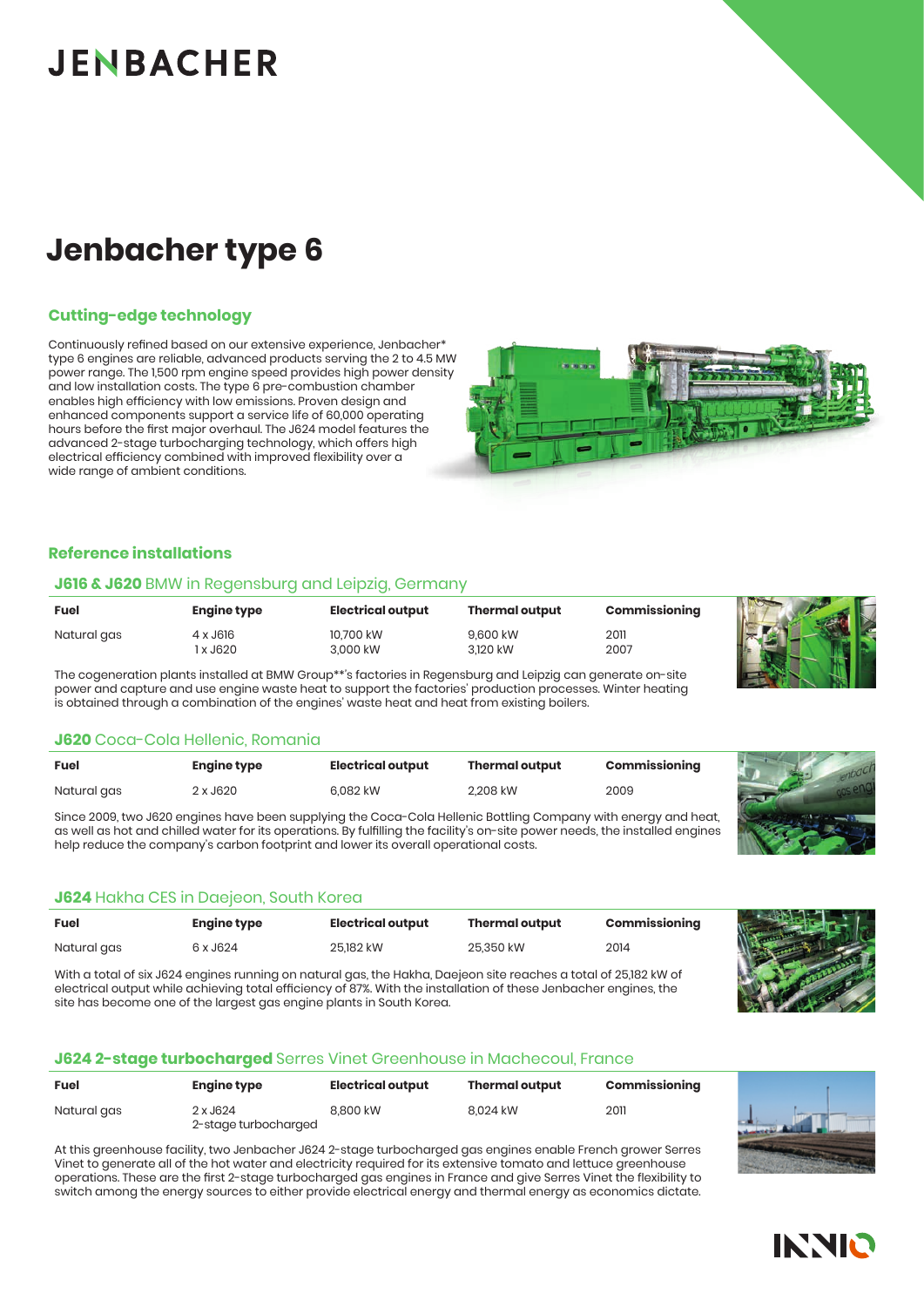# JENBACHER

# Jenbacher type 6

## Cutting-edge technology

Continuously refined based on our extensive experience, Jenbacher* type 6 engines are reliable, advanced products serving the 2 to 4.5 MW power range. The 1,500 rpm engine speed provides high power density and low installation costs. The type 6 pre-combustion chamber enables high efficiency with low emissions. Proven design and enhanced components support a service life of 60,000 operating hours before the first major overhaul. The J624 model features the advanced 2-stage turbocharging technology, which offers high electrical efficiency combined with improved flexibility over a wide range of ambient conditions.

## Reference installations

### **J616 & J620** BMW in Regensburg and Leipzig, Germany

| Fuel | Engine type | Electrical output | Thermal output | Commissioning |
|---|---|---|---|---|
| Natural gas | 4 x J616<br>1 x J620 | 10,700 kW<br>3,000 kW | 9,600 kW<br>3,120 kW | 2011<br>2007 |

The cogeneration plants installed at BMW Group**'s factories in Regensburg and Leipzig can generate on-site power and capture and use engine waste heat to support the factories' production processes. Winter heating is obtained through a combination of the engines' waste heat and heat from existing boilers.

### **J620** Coca-Cola Hellenic, Romania

| Fuel | Engine type | Electrical output | Thermal output | Commissioning |
|---|---|---|---|---|
| Natural gas | 2 x J620 | 6,082 kW | 2,208 kW | 2009 |

Since 2009, two J620 engines have been supplying the Coca-Cola Hellenic Bottling Company with energy and heat, as well as hot and chilled water for its operations. By fulfilling the facility's on-site power needs, the installed engines help reduce the company's carbon footprint and lower its overall operational costs.

### **J624** Hakha CES in Daejeon, South Korea

| Fuel | Engine type | Electrical output | Thermal output | Commissioning |
|---|---|---|---|---|
| Natural gas | 6 x J624 | 25,182 kW | 25,350 kW | 2014 |

With a total of six J624 engines running on natural gas, the Hakha, Daejeon site reaches a total of 25,182 kW of electrical output while achieving total efficiency of 87%. With the installation of these Jenbacher engines, the site has become one of the largest gas engine plants in South Korea.

### **J624 2-stage turbocharged** Serres Vinet Greenhouse in Machecoul, France

| Fuel | Engine type | Electrical output | Thermal output | Commissioning |
|---|---|---|---|---|
| Natural gas | 2 x J624<br>2-stage turbocharged | 8,800 kW | 8,024 kW | 2011 |

At this greenhouse facility, two Jenbacher J624 2-stage turbocharged gas engines enable French grower Serres Vinet to generate all of the hot water and electricity required for its extensive tomato and lettuce greenhouse operations. These are the first 2-stage turbocharged gas engines in France and give Serres Vinet the flexibility to switch among the energy sources to either provide electrical energy and thermal energy as economics dictate.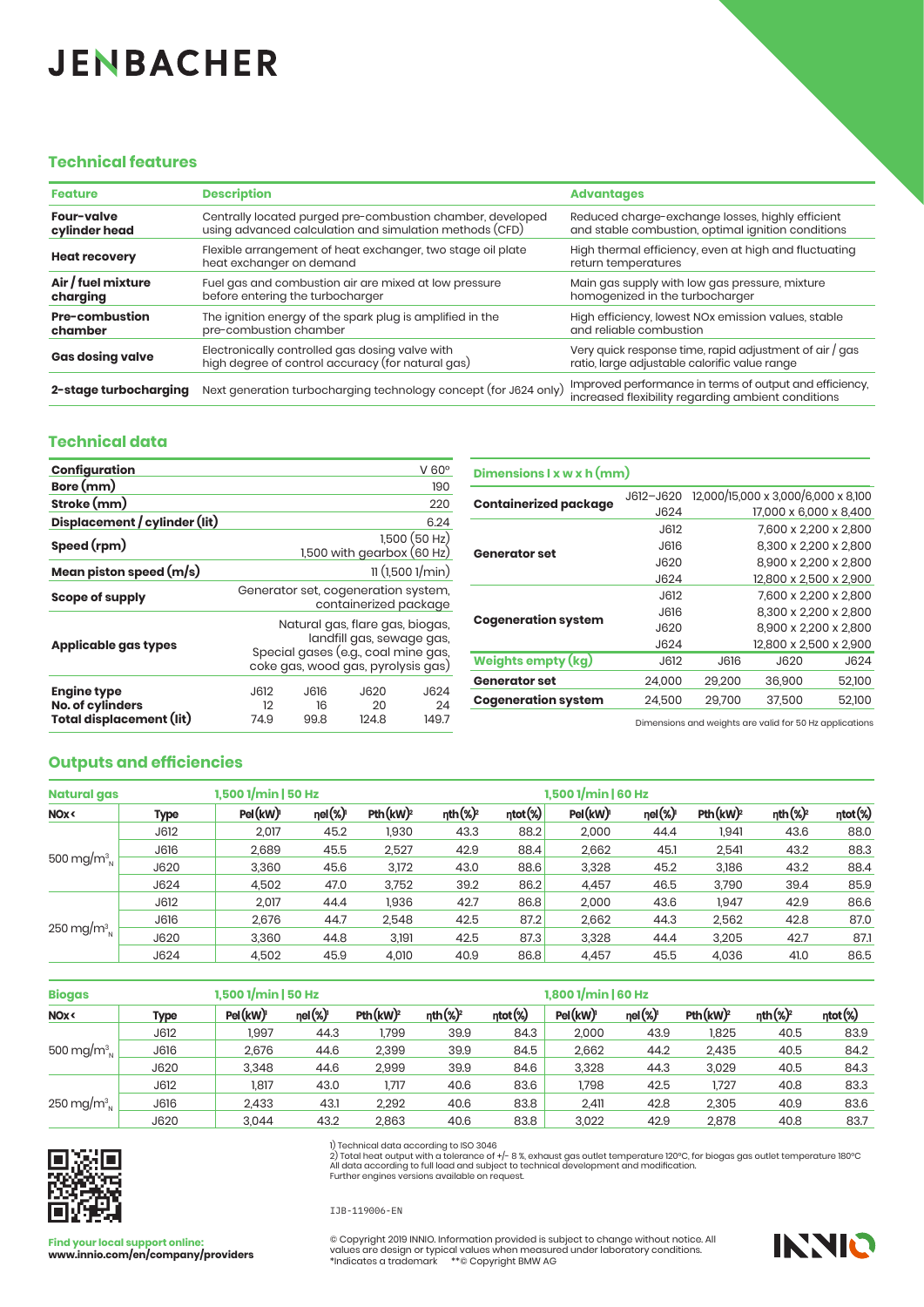# JENBACHER

## Technical features

| Feature | Description | Advantages |
|---|---|---|
| **Four-valve cylinder head** | Centrally located purged pre-combustion chamber, developed using advanced calculation and simulation methods (CFD) | Reduced charge-exchange losses, highly efficient and stable combustion, optimal ignition conditions |
| **Heat recovery** | Flexible arrangement of heat exchanger, two stage oil plate heat exchanger on demand | High thermal efficiency, even at high and fluctuating return temperatures |
| **Air / fuel mixture charging** | Fuel gas and combustion air are mixed at low pressure before entering the turbocharger | Main gas supply with low gas pressure, mixture homogenized in the turbocharger |
| **Pre-combustion chamber** | The ignition energy of the spark plug is amplified in the pre-combustion chamber | High efficiency, lowest NOx emission values, stable and reliable combustion |
| **Gas dosing valve** | Electronically controlled gas dosing valve with high degree of control accuracy (for natural gas) | Very quick response time, rapid adjustment of air / gas ratio, large adjustable calorific value range |
| **2-stage turbocharging** | Next generation turbocharging technology concept (for J624 only) | Improved performance in terms of output and efficiency, increased flexibility regarding ambient conditions |

## Technical data

| | | | | |
|---|---|---|---|---|
| **Configuration** | V 60° | | | |
| **Bore (mm)** | 190 | | | |
| **Stroke (mm)** | 220 | | | |
| **Displacement / cylinder (lit)** | 6.24 | | | |
| **Speed (rpm)** | 1,500 (50 Hz) 1,500 with gearbox (60 Hz) | | | |
| **Mean piston speed (m/s)** | 11 (1,500 1/min) | | | |
| **Scope of supply** | Generator set, cogeneration system, containerized package | | | |
| **Applicable gas types** | Natural gas, flare gas, biogas, landfill gas, sewage gas, Special gases (e.g., coal mine gas, coke gas, wood gas, pyrolysis gas) | | | |
| **Engine type** | J612 | J616 | J620 | J624 |
| **No. of cylinders** | 12 | 16 | 20 | 24 |
| **Total displacement (lit)** | 74.9 | 99.8 | 124.8 | 149.7 |

**Dimensions l x w x h (mm)**

| | | |
|---|---|---|
| **Containerized package** | J612–J620 | 12,000/15,000 x 3,000/6,000 x 8,100 |
| | J624 | 17,000 x 6,000 x 8,400 |
| **Generator set** | J612 | 7,600 x 2,200 x 2,800 |
| | J616 | 8,300 x 2,200 x 2,800 |
| | J620 | 8,900 x 2,200 x 2,800 |
| | J624 | 12,800 x 2,500 x 2,900 |
| **Cogeneration system** | J612 | 7,600 x 2,200 x 2,800 |
| | J616 | 8,300 x 2,200 x 2,800 |
| | J620 | 8,900 x 2,200 x 2,800 |
| | J624 | 12,800 x 2,500 x 2,900 |

| **Weights empty (kg)** | J612 | J616 | J620 | J624 |
|---|---|---|---|---|
| **Generator set** | 24,000 | 29,200 | 36,900 | 52,100 |
| **Cogeneration system** | 24,500 | 29,700 | 37,500 | 52,100 |

Dimensions and weights are valid for 50 Hz applications

## Outputs and efficiencies

| **Natural gas** | | 1,500 1/min \| 50 Hz | | | | | 1,500 1/min \| 60 Hz | | | | |
|---|---|---|---|---|---|---|---|---|---|---|---|
| **NOx <** | **Type** | **Pel (kW)**[1] | **ηel (%)**[1] | **Pth (kW)**[2] | **ηth (%)**[2] | **ηtot (%)** | **Pel (kW)**[1] | **ηel (%)**[1] | **Pth (kW)**[2] | **ηth (%)**[2] | **ηtot (%)** |
| 500 mg/m³N | J612 | 2,017 | 45.2 | 1,930 | 43.3 | 88.2 | 2,000 | 44.4 | 1,941 | 43.6 | 88.0 |
| | J616 | 2,689 | 45.5 | 2,527 | 42.9 | 88.4 | 2,662 | 45.1 | 2,541 | 43.2 | 88.3 |
| | J620 | 3,360 | 45.6 | 3,172 | 43.0 | 88.6 | 3,328 | 45.2 | 3,186 | 43.2 | 88.4 |
| | J624 | 4,502 | 47.0 | 3,752 | 39.2 | 86.2 | 4,457 | 46.5 | 3,790 | 39.4 | 85.9 |
| 250 mg/m³N | J612 | 2,017 | 44.4 | 1,936 | 42.7 | 86.8 | 2,000 | 43.6 | 1,947 | 42.9 | 86.6 |
| | J616 | 2,676 | 44.7 | 2,548 | 42.5 | 87.2 | 2,662 | 44.3 | 2,562 | 42.8 | 87.0 |
| | J620 | 3,360 | 44.8 | 3,191 | 42.5 | 87.3 | 3,328 | 44.4 | 3,205 | 42.7 | 87.1 |
| | J624 | 4,502 | 45.9 | 4,010 | 40.9 | 86.8 | 4,457 | 45.5 | 4,036 | 41.0 | 86.5 |

| **Biogas** | | 1,500 1/min \| 50 Hz | | | | | 1,800 1/min \| 60 Hz | | | | |
|---|---|---|---|---|---|---|---|---|---|---|---|
| **NOx <** | **Type** | **Pel (kW)**[1] | **ηel (%)**[1] | **Pth (kW)**[2] | **ηth (%)**[2] | **ηtot (%)** | **Pel (kW)**[1] | **ηel (%)**[1] | **Pth (kW)**[2] | **ηth (%)**[2] | **ηtot (%)** |
| 500 mg/m³N | J612 | 1,997 | 44.3 | 1,799 | 39.9 | 84.3 | 2,000 | 43.9 | 1,825 | 40.5 | 83.9 |
| | J616 | 2,676 | 44.6 | 2,399 | 39.9 | 84.5 | 2,662 | 44.2 | 2,435 | 40.5 | 84.2 |
| | J620 | 3,348 | 44.6 | 2,999 | 39.9 | 84.6 | 3,328 | 44.3 | 3,029 | 40.5 | 84.3 |
| 250 mg/m³N | J612 | 1,817 | 43.0 | 1,717 | 40.6 | 83.6 | 1,798 | 42.5 | 1,727 | 40.8 | 83.3 |
| | J616 | 2,433 | 43.1 | 2,292 | 40.6 | 83.8 | 2,411 | 42.8 | 2,305 | 40.9 | 83.6 |
| | J620 | 3,044 | 43.2 | 2,863 | 40.6 | 83.8 | 3,022 | 42.9 | 2,878 | 40.8 | 83.7 |

1) Technical data according to ISO 3046
2) Total heat output with a tolerance of +/- 8 %, exhaust gas outlet temperature 120°C, for biogas gas outlet temperature 180°C
All data according to full load and subject to technical development and modification.
Further engines versions available on request.

IJB-119006-EN

**Find your local support online:**
**www.innio.com/en/company/providers**

© Copyright 2019 INNIO. Information provided is subject to change without notice. All values are design or typical values when measured under laboratory conditions.
*Indicates a trademark **© Copyright BMW AG

INNIO